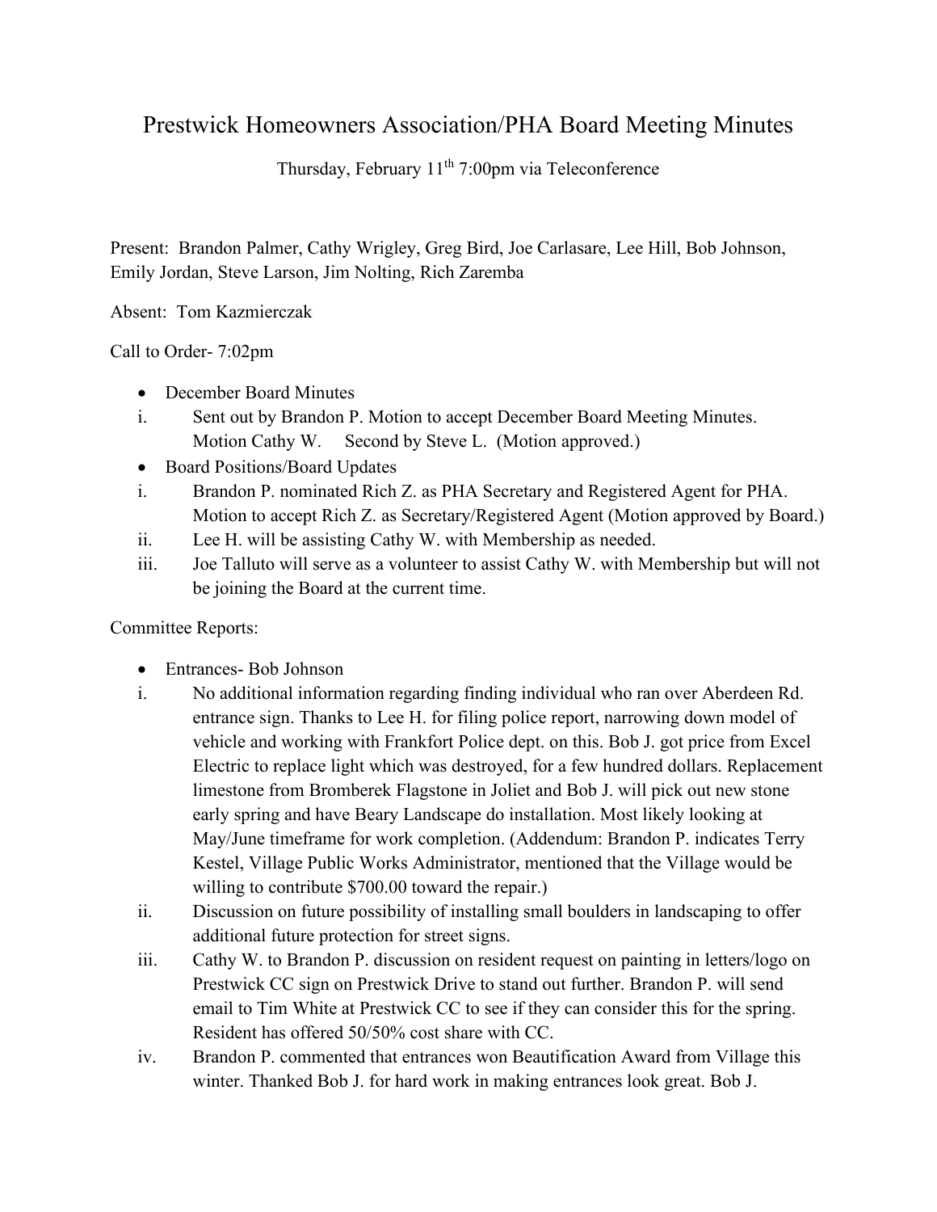# Prestwick Homeowners Association/PHA Board Meeting Minutes

Thursday, February 11th 7:00pm via Teleconference

Present: Brandon Palmer, Cathy Wrigley, Greg Bird, Joe Carlasare, Lee Hill, Bob Johnson, Emily Jordan, Steve Larson, Jim Nolting, Rich Zaremba

Absent: Tom Kazmierczak

Call to Order- 7:02pm

- December Board Minutes
  i. Sent out by Brandon P. Motion to accept December Board Meeting Minutes. Motion Cathy W. Second by Steve L. (Motion approved.)
- Board Positions/Board Updates
  i. Brandon P. nominated Rich Z. as PHA Secretary and Registered Agent for PHA. Motion to accept Rich Z. as Secretary/Registered Agent (Motion approved by Board.)
  ii. Lee H. will be assisting Cathy W. with Membership as needed.
  iii. Joe Talluto will serve as a volunteer to assist Cathy W. with Membership but will not be joining the Board at the current time.

Committee Reports:

- Entrances- Bob Johnson
  i. No additional information regarding finding individual who ran over Aberdeen Rd. entrance sign. Thanks to Lee H. for filing police report, narrowing down model of vehicle and working with Frankfort Police dept. on this. Bob J. got price from Excel Electric to replace light which was destroyed, for a few hundred dollars. Replacement limestone from Bromberek Flagstone in Joliet and Bob J. will pick out new stone early spring and have Beary Landscape do installation. Most likely looking at May/June timeframe for work completion. (Addendum: Brandon P. indicates Terry Kestel, Village Public Works Administrator, mentioned that the Village would be willing to contribute $700.00 toward the repair.)
  ii. Discussion on future possibility of installing small boulders in landscaping to offer additional future protection for street signs.
  iii. Cathy W. to Brandon P. discussion on resident request on painting in letters/logo on Prestwick CC sign on Prestwick Drive to stand out further. Brandon P. will send email to Tim White at Prestwick CC to see if they can consider this for the spring. Resident has offered 50/50% cost share with CC.
  iv. Brandon P. commented that entrances won Beautification Award from Village this winter. Thanked Bob J. for hard work in making entrances look great. Bob J.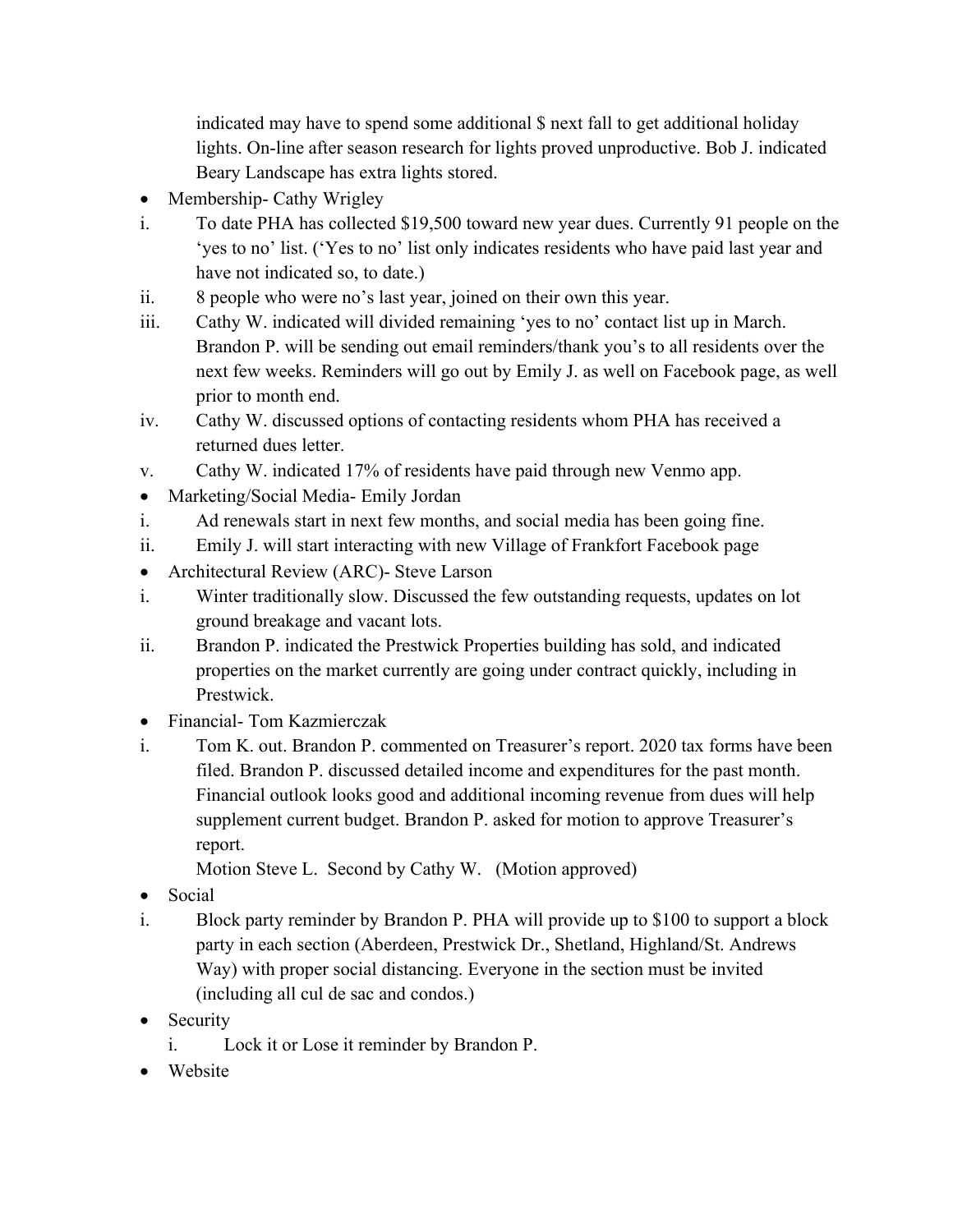indicated may have to spend some additional $ next fall to get additional holiday lights. On-line after season research for lights proved unproductive. Bob J. indicated Beary Landscape has extra lights stored.

- Membership- Cathy Wrigley
  - i. To date PHA has collected $19,500 toward new year dues. Currently 91 people on the 'yes to no' list. ('Yes to no' list only indicates residents who have paid last year and have not indicated so, to date.)
  - ii. 8 people who were no's last year, joined on their own this year.
  - iii. Cathy W. indicated will divided remaining 'yes to no' contact list up in March. Brandon P. will be sending out email reminders/thank you's to all residents over the next few weeks. Reminders will go out by Emily J. as well on Facebook page, as well prior to month end.
  - iv. Cathy W. discussed options of contacting residents whom PHA has received a returned dues letter.
  - v. Cathy W. indicated 17% of residents have paid through new Venmo app.
- Marketing/Social Media- Emily Jordan
  - i. Ad renewals start in next few months, and social media has been going fine.
  - ii. Emily J. will start interacting with new Village of Frankfort Facebook page
- Architectural Review (ARC)- Steve Larson
  - i. Winter traditionally slow. Discussed the few outstanding requests, updates on lot ground breakage and vacant lots.
  - ii. Brandon P. indicated the Prestwick Properties building has sold, and indicated properties on the market currently are going under contract quickly, including in Prestwick.
- Financial- Tom Kazmierczak
  - i. Tom K. out. Brandon P. commented on Treasurer's report. 2020 tax forms have been filed. Brandon P. discussed detailed income and expenditures for the past month. Financial outlook looks good and additional incoming revenue from dues will help supplement current budget. Brandon P. asked for motion to approve Treasurer's report.

    Motion Steve L. Second by Cathy W. (Motion approved)
- Social
  - i. Block party reminder by Brandon P. PHA will provide up to $100 to support a block party in each section (Aberdeen, Prestwick Dr., Shetland, Highland/St. Andrews Way) with proper social distancing. Everyone in the section must be invited (including all cul de sac and condos.)
- Security
  - i. Lock it or Lose it reminder by Brandon P.
- Website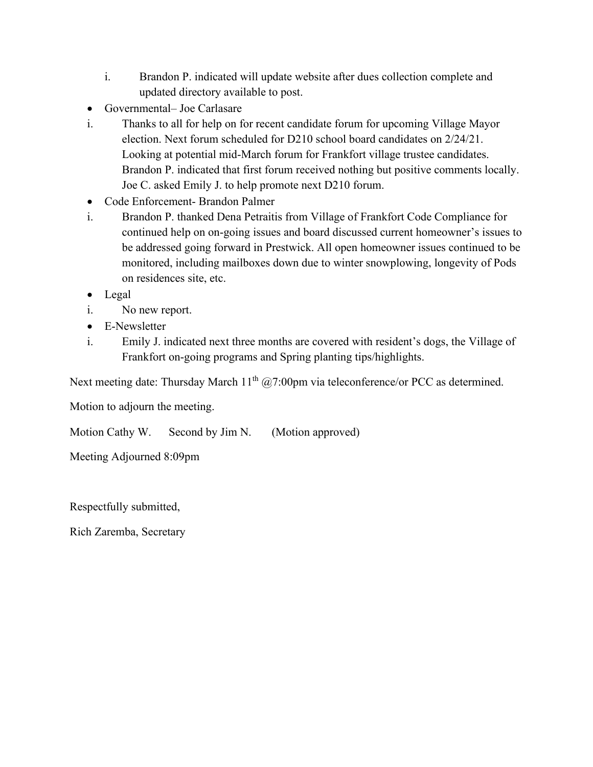i. Brandon P. indicated will update website after dues collection complete and updated directory available to post.

- Governmental– Joe Carlasare
    i. Thanks to all for help on for recent candidate forum for upcoming Village Mayor election. Next forum scheduled for D210 school board candidates on 2/24/21. Looking at potential mid-March forum for Frankfort village trustee candidates. Brandon P. indicated that first forum received nothing but positive comments locally. Joe C. asked Emily J. to help promote next D210 forum.
- Code Enforcement- Brandon Palmer
    i. Brandon P. thanked Dena Petraitis from Village of Frankfort Code Compliance for continued help on on-going issues and board discussed current homeowner's issues to be addressed going forward in Prestwick. All open homeowner issues continued to be monitored, including mailboxes down due to winter snowplowing, longevity of Pods on residences site, etc.
- Legal
    i. No new report.
- E-Newsletter
    i. Emily J. indicated next three months are covered with resident's dogs, the Village of Frankfort on-going programs and Spring planting tips/highlights.

Next meeting date: Thursday March 11th @7:00pm via teleconference/or PCC as determined.

Motion to adjourn the meeting.

Motion Cathy W. Second by Jim N. (Motion approved)

Meeting Adjourned 8:09pm

Respectfully submitted,

Rich Zaremba, Secretary